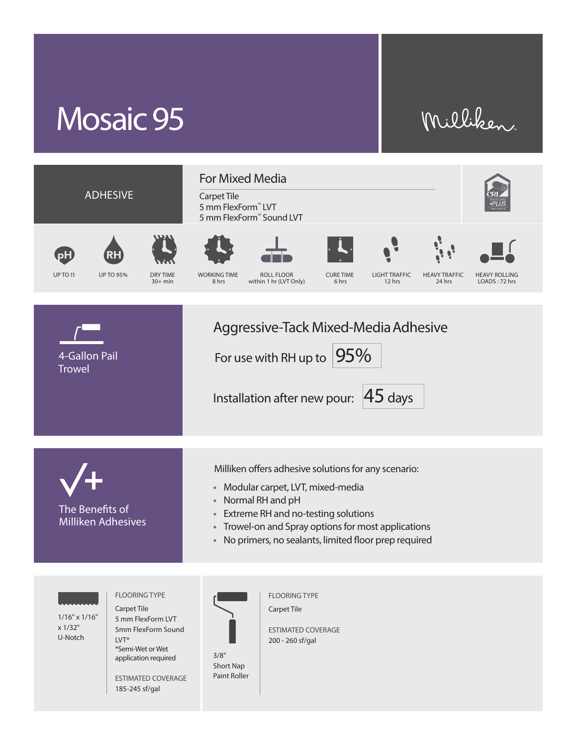# Mosaic 95

Milliken

## ADHESIVE

### For Mixed Media

Carpet Tile
5 mm FlexForm™ LVT
5 mm FlexForm™ Sound LVT

| pH | RH | DRY TIME | WORKING TIME | ROLL FLOOR | CURE TIME | LIGHT TRAFFIC | HEAVY TRAFFIC | HEAVY ROLLING LOADS |
|---|---|---|---|---|---|---|---|---|
| UP TO 11 | UP TO 95% | 30+ min | 8 hrs | within 1 hr (LVT Only) | 6 hrs | 12 hrs | 24 hrs | 72 hrs |

4-Gallon Pail
Trowel

## Aggressive-Tack Mixed-Media Adhesive

For use with RH up to **95%**

Installation after new pour: **45 days**

The Benefits of Milliken Adhesives

Milliken offers adhesive solutions for any scenario:

- Modular carpet, LVT, mixed-media
- Normal RH and pH
- Extreme RH and no-testing solutions
- Trowel-on and Spray options for most applications
- No primers, no sealants, limited floor prep required

1/16" x 1/16" x 1/32" U-Notch

FLOORING TYPE
Carpet Tile
5 mm FlexForm LVT
5mm FlexForm Sound LVT*
*Semi-Wet or Wet application required

ESTIMATED COVERAGE
185-245 sf/gal

3/8" Short Nap Paint Roller

FLOORING TYPE
Carpet Tile

ESTIMATED COVERAGE
200 - 260 sf/gal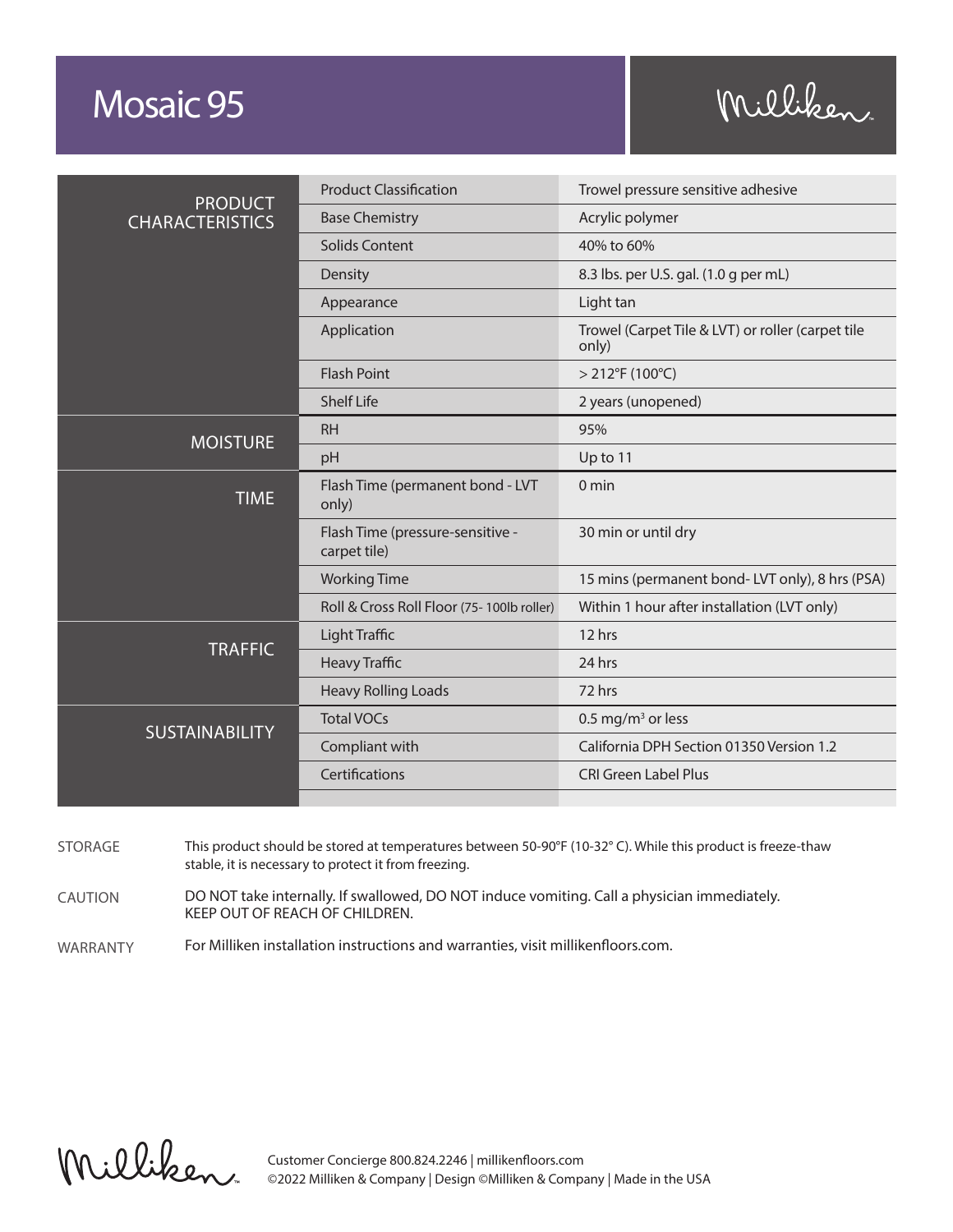# Mosaic 95

| | | |
|---|---|---|
| PRODUCT CHARACTERISTICS | Product Classification | Trowel pressure sensitive adhesive |
| | Base Chemistry | Acrylic polymer |
| | Solids Content | 40% to 60% |
| | Density | 8.3 lbs. per U.S. gal. (1.0 g per mL) |
| | Appearance | Light tan |
| | Application | Trowel (Carpet Tile & LVT) or roller (carpet tile only) |
| | Flash Point | > 212°F (100°C) |
| | Shelf Life | 2 years (unopened) |
| MOISTURE | RH | 95% |
| | pH | Up to 11 |
| TIME | Flash Time (permanent bond - LVT only) | 0 min |
| | Flash Time (pressure-sensitive - carpet tile) | 30 min or until dry |
| | Working Time | 15 mins (permanent bond- LVT only), 8 hrs (PSA) |
| | Roll & Cross Roll Floor (75- 100lb roller) | Within 1 hour after installation (LVT only) |
| TRAFFIC | Light Traffic | 12 hrs |
| | Heavy Traffic | 24 hrs |
| | Heavy Rolling Loads | 72 hrs |
| SUSTAINABILITY | Total VOCs | 0.5 mg/m³ or less |
| | Compliant with | California DPH Section 01350 Version 1.2 |
| | Certifications | CRI Green Label Plus |

STORAGE — This product should be stored at temperatures between 50-90°F (10-32° C). While this product is freeze-thaw stable, it is necessary to protect it from freezing.

CAUTION — DO NOT take internally. If swallowed, DO NOT induce vomiting. Call a physician immediately. KEEP OUT OF REACH OF CHILDREN.

WARRANTY — For Milliken installation instructions and warranties, visit millikenfloors.com.

Customer Concierge 800.824.2246 | millikenfloors.com
©2022 Milliken & Company | Design ©Milliken & Company | Made in the USA